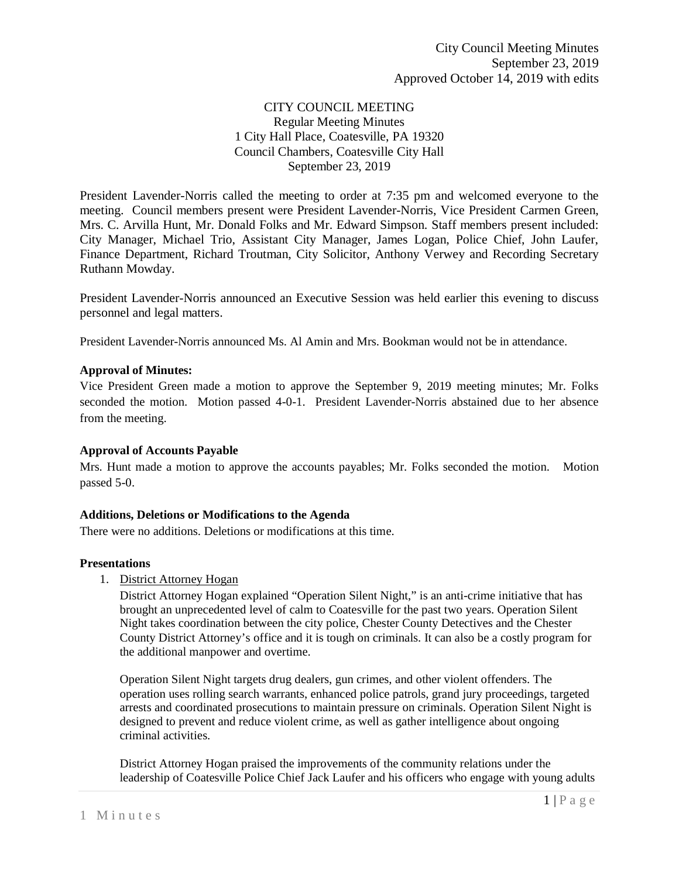City Council Meeting Minutes
September 23, 2019
Approved October 14, 2019 with edits

CITY COUNCIL MEETING
Regular Meeting Minutes
1 City Hall Place, Coatesville, PA 19320
Council Chambers, Coatesville City Hall
September 23, 2019

President Lavender-Norris called the meeting to order at 7:35 pm and welcomed everyone to the meeting. Council members present were President Lavender-Norris, Vice President Carmen Green, Mrs. C. Arvilla Hunt, Mr. Donald Folks and Mr. Edward Simpson. Staff members present included: City Manager, Michael Trio, Assistant City Manager, James Logan, Police Chief, John Laufer, Finance Department, Richard Troutman, City Solicitor, Anthony Verwey and Recording Secretary Ruthann Mowday.

President Lavender-Norris announced an Executive Session was held earlier this evening to discuss personnel and legal matters.

President Lavender-Norris announced Ms. Al Amin and Mrs. Bookman would not be in attendance.

**Approval of Minutes:**

Vice President Green made a motion to approve the September 9, 2019 meeting minutes; Mr. Folks seconded the motion. Motion passed 4-0-1. President Lavender-Norris abstained due to her absence from the meeting.

**Approval of Accounts Payable**

Mrs. Hunt made a motion to approve the accounts payables; Mr. Folks seconded the motion. Motion passed 5-0.

**Additions, Deletions or Modifications to the Agenda**

There were no additions. Deletions or modifications at this time.

**Presentations**

1. District Attorney Hogan

   District Attorney Hogan explained "Operation Silent Night," is an anti-crime initiative that has brought an unprecedented level of calm to Coatesville for the past two years. Operation Silent Night takes coordination between the city police, Chester County Detectives and the Chester County District Attorney's office and it is tough on criminals. It can also be a costly program for the additional manpower and overtime.

   Operation Silent Night targets drug dealers, gun crimes, and other violent offenders. The operation uses rolling search warrants, enhanced police patrols, grand jury proceedings, targeted arrests and coordinated prosecutions to maintain pressure on criminals. Operation Silent Night is designed to prevent and reduce violent crime, as well as gather intelligence about ongoing criminal activities.

   District Attorney Hogan praised the improvements of the community relations under the leadership of Coatesville Police Chief Jack Laufer and his officers who engage with young adults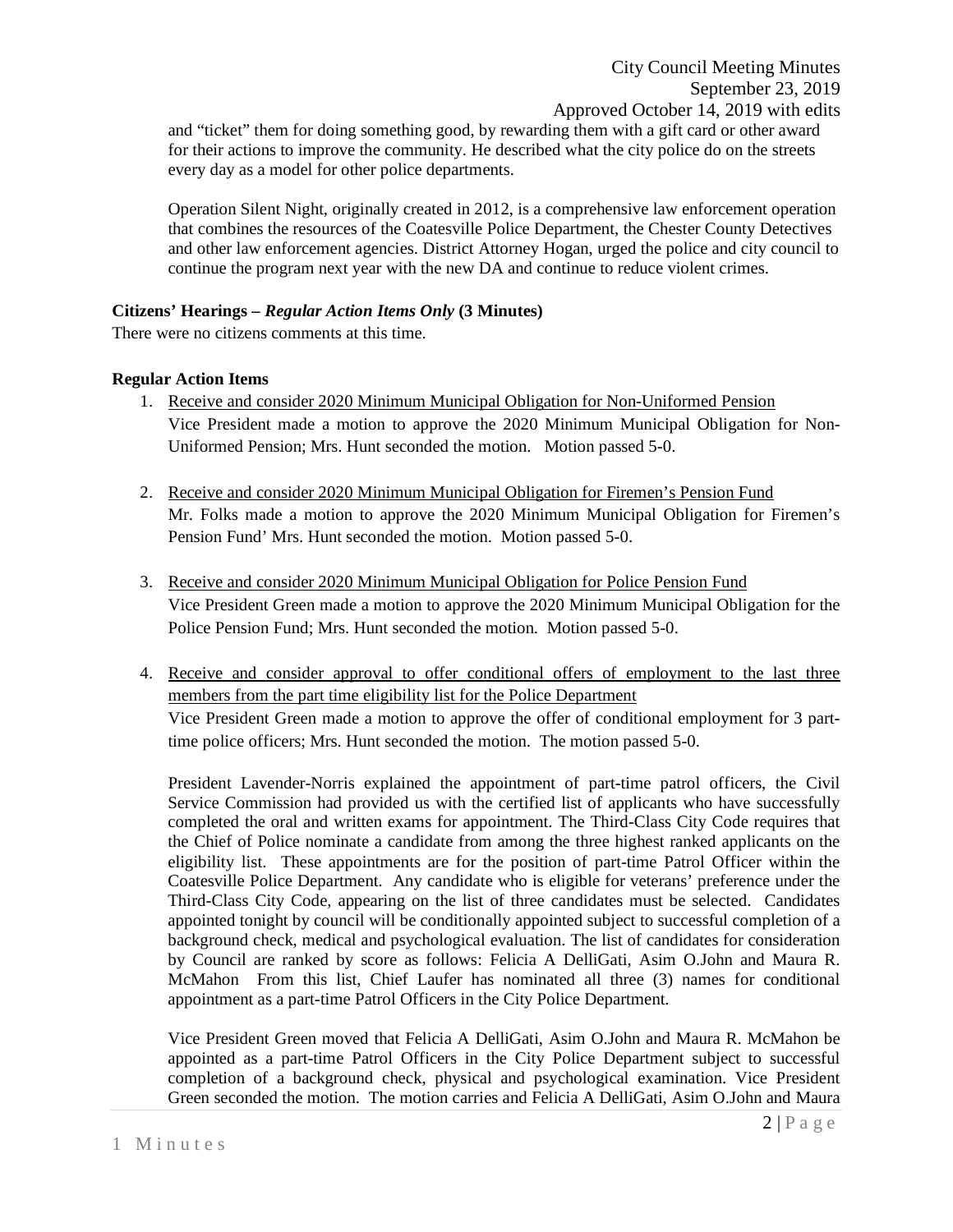and "ticket" them for doing something good, by rewarding them with a gift card or other award for their actions to improve the community. He described what the city police do on the streets every day as a model for other police departments.

Operation Silent Night, originally created in 2012, is a comprehensive law enforcement operation that combines the resources of the Coatesville Police Department, the Chester County Detectives and other law enforcement agencies. District Attorney Hogan, urged the police and city council to continue the program next year with the new DA and continue to reduce violent crimes.

**Citizens' Hearings –** ***Regular Action Items Only*** **(3 Minutes)**

There were no citizens comments at this time.

**Regular Action Items**

1. Receive and consider 2020 Minimum Municipal Obligation for Non-Uniformed Pension
   Vice President made a motion to approve the 2020 Minimum Municipal Obligation for Non-Uniformed Pension; Mrs. Hunt seconded the motion. Motion passed 5-0.

2. Receive and consider 2020 Minimum Municipal Obligation for Firemen's Pension Fund
   Mr. Folks made a motion to approve the 2020 Minimum Municipal Obligation for Firemen's Pension Fund' Mrs. Hunt seconded the motion. Motion passed 5-0.

3. Receive and consider 2020 Minimum Municipal Obligation for Police Pension Fund
   Vice President Green made a motion to approve the 2020 Minimum Municipal Obligation for the Police Pension Fund; Mrs. Hunt seconded the motion. Motion passed 5-0.

4. Receive and consider approval to offer conditional offers of employment to the last three members from the part time eligibility list for the Police Department
   Vice President Green made a motion to approve the offer of conditional employment for 3 part-time police officers; Mrs. Hunt seconded the motion. The motion passed 5-0.

   President Lavender-Norris explained the appointment of part-time patrol officers, the Civil Service Commission had provided us with the certified list of applicants who have successfully completed the oral and written exams for appointment. The Third-Class City Code requires that the Chief of Police nominate a candidate from among the three highest ranked applicants on the eligibility list. These appointments are for the position of part-time Patrol Officer within the Coatesville Police Department. Any candidate who is eligible for veterans' preference under the Third-Class City Code, appearing on the list of three candidates must be selected. Candidates appointed tonight by council will be conditionally appointed subject to successful completion of a background check, medical and psychological evaluation. The list of candidates for consideration by Council are ranked by score as follows: Felicia A DelliGati, Asim O.John and Maura R. McMahon From this list, Chief Laufer has nominated all three (3) names for conditional appointment as a part-time Patrol Officers in the City Police Department.

   Vice President Green moved that Felicia A DelliGati, Asim O.John and Maura R. McMahon be appointed as a part-time Patrol Officers in the City Police Department subject to successful completion of a background check, physical and psychological examination. Vice President Green seconded the motion. The motion carries and Felicia A DelliGati, Asim O.John and Maura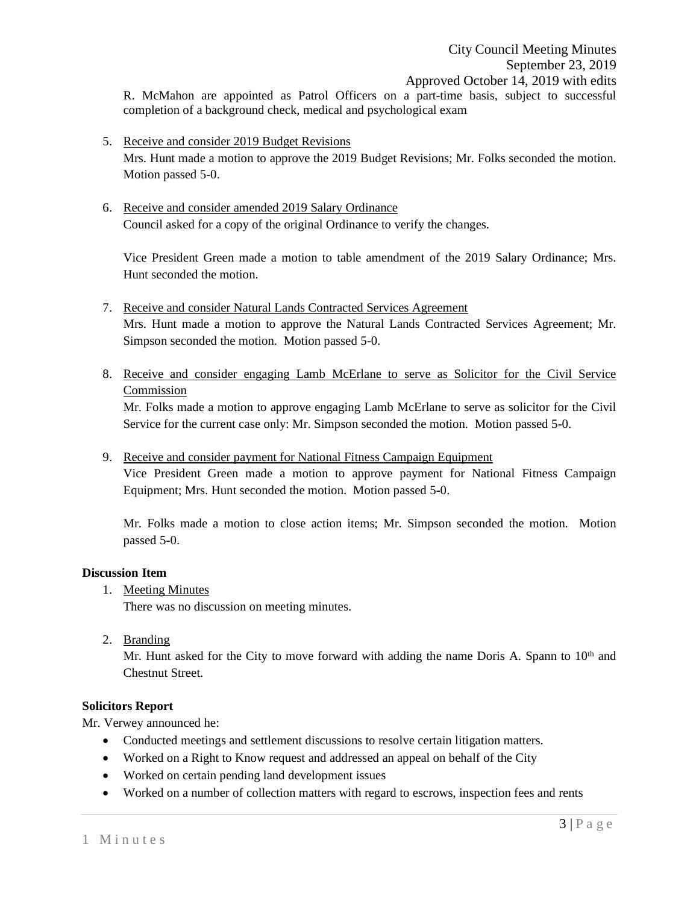R. McMahon are appointed as Patrol Officers on a part-time basis, subject to successful completion of a background check, medical and psychological exam

5. Receive and consider 2019 Budget Revisions
   Mrs. Hunt made a motion to approve the 2019 Budget Revisions; Mr. Folks seconded the motion. Motion passed 5-0.

6. Receive and consider amended 2019 Salary Ordinance
   Council asked for a copy of the original Ordinance to verify the changes.

   Vice President Green made a motion to table amendment of the 2019 Salary Ordinance; Mrs. Hunt seconded the motion.

7. Receive and consider Natural Lands Contracted Services Agreement
   Mrs. Hunt made a motion to approve the Natural Lands Contracted Services Agreement; Mr. Simpson seconded the motion. Motion passed 5-0.

8. Receive and consider engaging Lamb McErlane to serve as Solicitor for the Civil Service Commission
   Mr. Folks made a motion to approve engaging Lamb McErlane to serve as solicitor for the Civil Service for the current case only: Mr. Simpson seconded the motion. Motion passed 5-0.

9. Receive and consider payment for National Fitness Campaign Equipment
   Vice President Green made a motion to approve payment for National Fitness Campaign Equipment; Mrs. Hunt seconded the motion. Motion passed 5-0.

   Mr. Folks made a motion to close action items; Mr. Simpson seconded the motion. Motion passed 5-0.

**Discussion Item**

1. Meeting Minutes
   There was no discussion on meeting minutes.

2. Branding
   Mr. Hunt asked for the City to move forward with adding the name Doris A. Spann to 10th and Chestnut Street.

**Solicitors Report**

Mr. Verwey announced he:

- Conducted meetings and settlement discussions to resolve certain litigation matters.
- Worked on a Right to Know request and addressed an appeal on behalf of the City
- Worked on certain pending land development issues
- Worked on a number of collection matters with regard to escrows, inspection fees and rents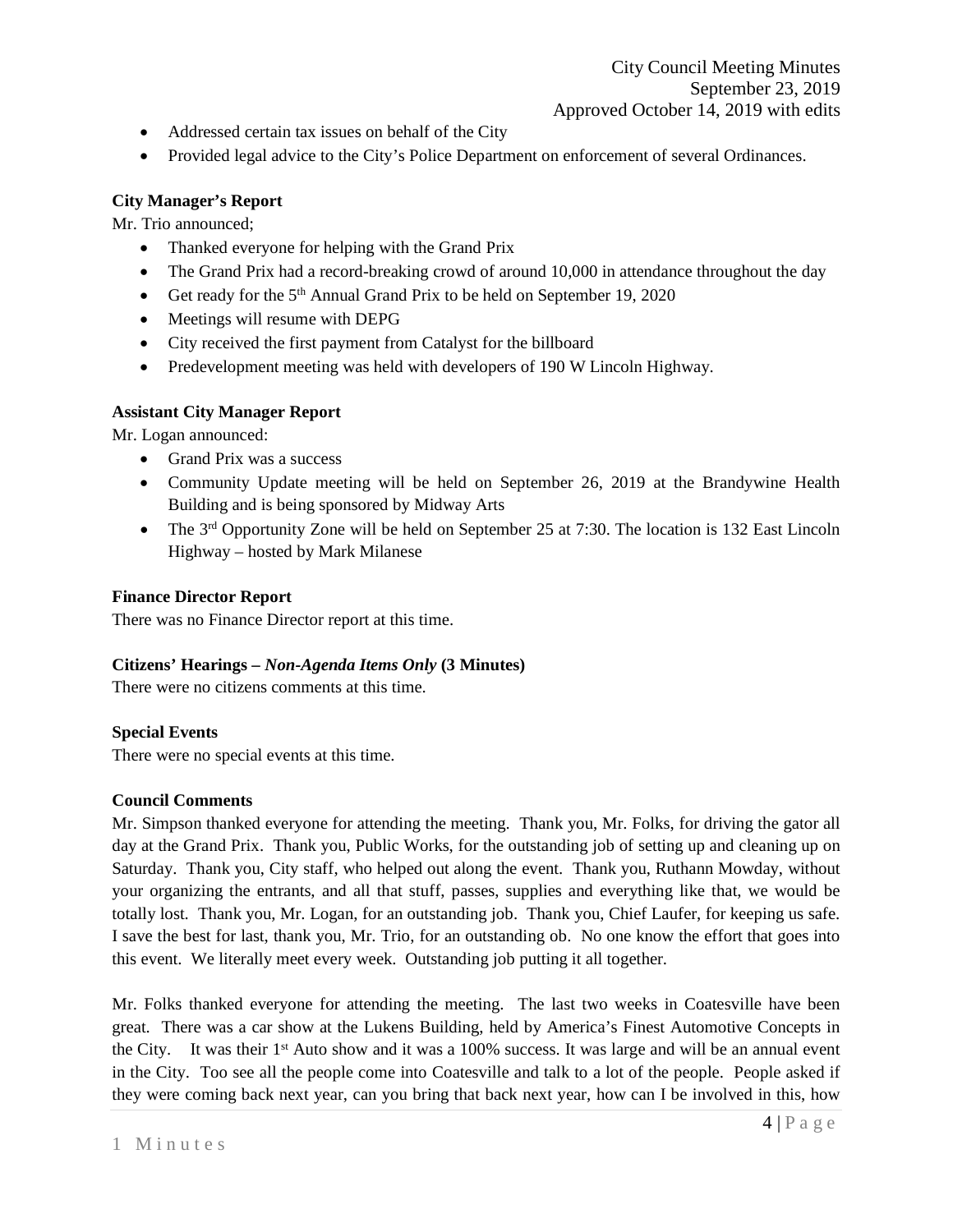- Addressed certain tax issues on behalf of the City
- Provided legal advice to the City's Police Department on enforcement of several Ordinances.

**City Manager's Report**

Mr. Trio announced;

- Thanked everyone for helping with the Grand Prix
- The Grand Prix had a record-breaking crowd of around 10,000 in attendance throughout the day
- Get ready for the 5th Annual Grand Prix to be held on September 19, 2020
- Meetings will resume with DEPG
- City received the first payment from Catalyst for the billboard
- Predevelopment meeting was held with developers of 190 W Lincoln Highway.

**Assistant City Manager Report**

Mr. Logan announced:

- Grand Prix was a success
- Community Update meeting will be held on September 26, 2019 at the Brandywine Health Building and is being sponsored by Midway Arts
- The 3rd Opportunity Zone will be held on September 25 at 7:30. The location is 132 East Lincoln Highway – hosted by Mark Milanese

**Finance Director Report**

There was no Finance Director report at this time.

**Citizens' Hearings –** ***Non-Agenda Items Only*** **(3 Minutes)**

There were no citizens comments at this time.

**Special Events**

There were no special events at this time.

**Council Comments**

Mr. Simpson thanked everyone for attending the meeting. Thank you, Mr. Folks, for driving the gator all day at the Grand Prix. Thank you, Public Works, for the outstanding job of setting up and cleaning up on Saturday. Thank you, City staff, who helped out along the event. Thank you, Ruthann Mowday, without your organizing the entrants, and all that stuff, passes, supplies and everything like that, we would be totally lost. Thank you, Mr. Logan, for an outstanding job. Thank you, Chief Laufer, for keeping us safe. I save the best for last, thank you, Mr. Trio, for an outstanding ob. No one know the effort that goes into this event. We literally meet every week. Outstanding job putting it all together.

Mr. Folks thanked everyone for attending the meeting. The last two weeks in Coatesville have been great. There was a car show at the Lukens Building, held by America's Finest Automotive Concepts in the City. It was their 1st Auto show and it was a 100% success. It was large and will be an annual event in the City. Too see all the people come into Coatesville and talk to a lot of the people. People asked if they were coming back next year, can you bring that back next year, how can I be involved in this, how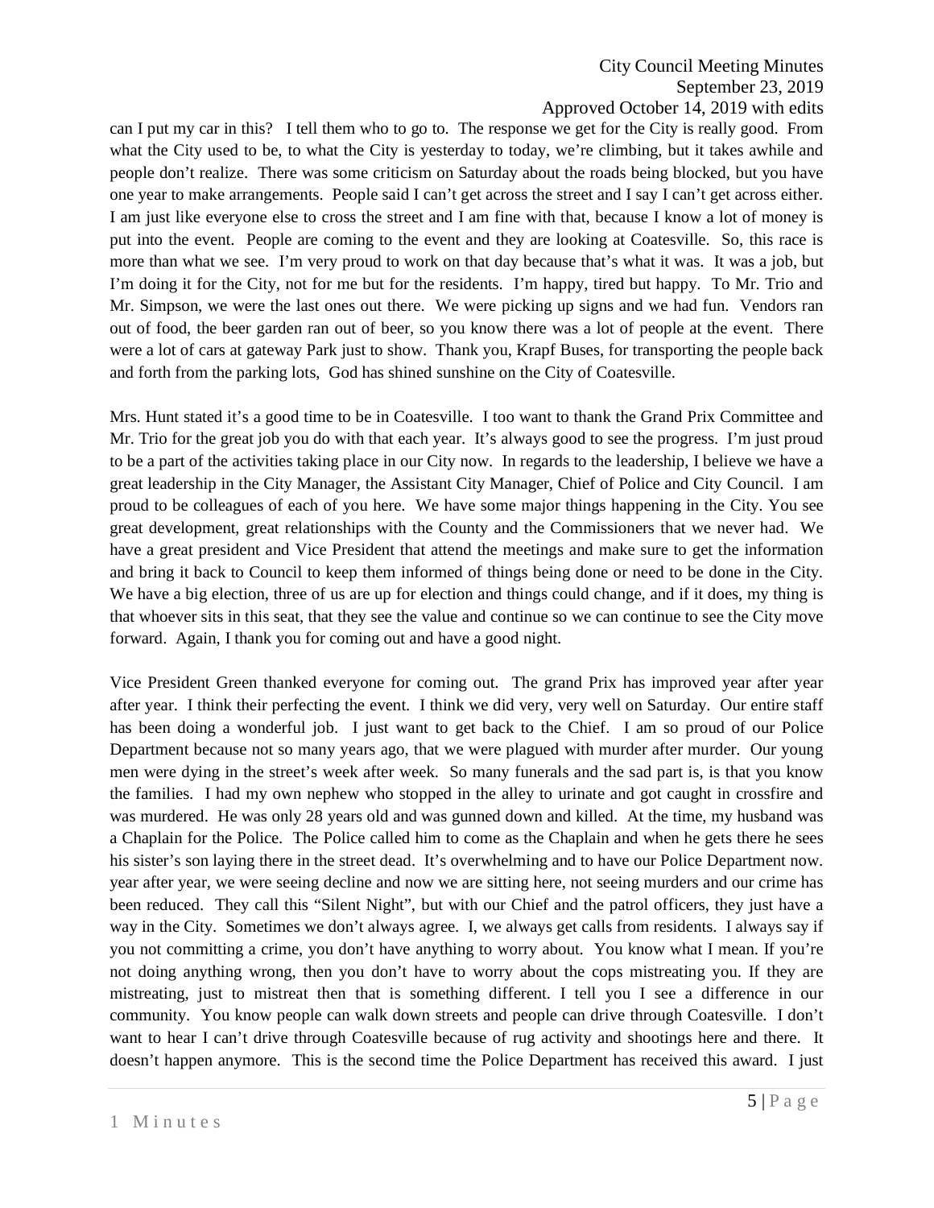can I put my car in this? I tell them who to go to. The response we get for the City is really good. From what the City used to be, to what the City is yesterday to today, we're climbing, but it takes awhile and people don't realize. There was some criticism on Saturday about the roads being blocked, but you have one year to make arrangements. People said I can't get across the street and I say I can't get across either. I am just like everyone else to cross the street and I am fine with that, because I know a lot of money is put into the event. People are coming to the event and they are looking at Coatesville. So, this race is more than what we see. I'm very proud to work on that day because that's what it was. It was a job, but I'm doing it for the City, not for me but for the residents. I'm happy, tired but happy. To Mr. Trio and Mr. Simpson, we were the last ones out there. We were picking up signs and we had fun. Vendors ran out of food, the beer garden ran out of beer, so you know there was a lot of people at the event. There were a lot of cars at gateway Park just to show. Thank you, Krapf Buses, for transporting the people back and forth from the parking lots, God has shined sunshine on the City of Coatesville.

Mrs. Hunt stated it's a good time to be in Coatesville. I too want to thank the Grand Prix Committee and Mr. Trio for the great job you do with that each year. It's always good to see the progress. I'm just proud to be a part of the activities taking place in our City now. In regards to the leadership, I believe we have a great leadership in the City Manager, the Assistant City Manager, Chief of Police and City Council. I am proud to be colleagues of each of you here. We have some major things happening in the City. You see great development, great relationships with the County and the Commissioners that we never had. We have a great president and Vice President that attend the meetings and make sure to get the information and bring it back to Council to keep them informed of things being done or need to be done in the City. We have a big election, three of us are up for election and things could change, and if it does, my thing is that whoever sits in this seat, that they see the value and continue so we can continue to see the City move forward. Again, I thank you for coming out and have a good night.

Vice President Green thanked everyone for coming out. The grand Prix has improved year after year after year. I think their perfecting the event. I think we did very, very well on Saturday. Our entire staff has been doing a wonderful job. I just want to get back to the Chief. I am so proud of our Police Department because not so many years ago, that we were plagued with murder after murder. Our young men were dying in the street's week after week. So many funerals and the sad part is, is that you know the families. I had my own nephew who stopped in the alley to urinate and got caught in crossfire and was murdered. He was only 28 years old and was gunned down and killed. At the time, my husband was a Chaplain for the Police. The Police called him to come as the Chaplain and when he gets there he sees his sister's son laying there in the street dead. It's overwhelming and to have our Police Department now. year after year, we were seeing decline and now we are sitting here, not seeing murders and our crime has been reduced. They call this "Silent Night", but with our Chief and the patrol officers, they just have a way in the City. Sometimes we don't always agree. I, we always get calls from residents. I always say if you not committing a crime, you don't have anything to worry about. You know what I mean. If you're not doing anything wrong, then you don't have to worry about the cops mistreating you. If they are mistreating, just to mistreat then that is something different. I tell you I see a difference in our community. You know people can walk down streets and people can drive through Coatesville. I don't want to hear I can't drive through Coatesville because of rug activity and shootings here and there. It doesn't happen anymore. This is the second time the Police Department has received this award. I just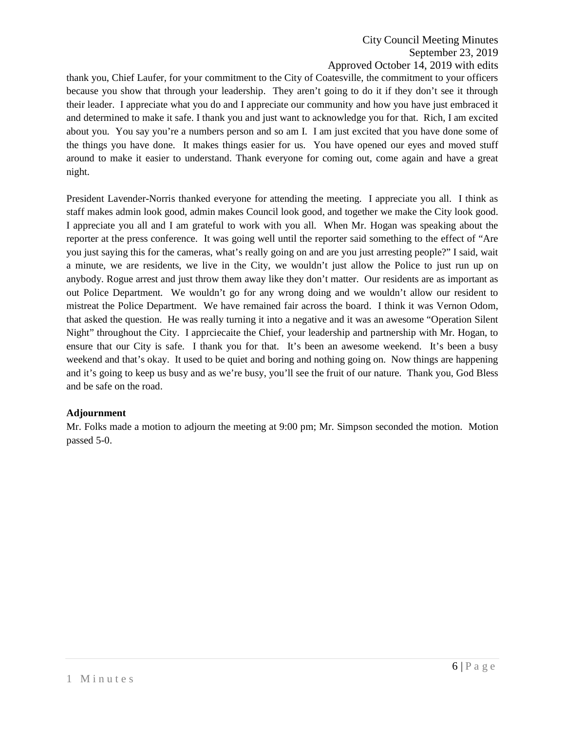thank you, Chief Laufer, for your commitment to the City of Coatesville, the commitment to your officers because you show that through your leadership. They aren't going to do it if they don't see it through their leader. I appreciate what you do and I appreciate our community and how you have just embraced it and determined to make it safe. I thank you and just want to acknowledge you for that. Rich, I am excited about you. You say you're a numbers person and so am I. I am just excited that you have done some of the things you have done. It makes things easier for us. You have opened our eyes and moved stuff around to make it easier to understand. Thank everyone for coming out, come again and have a great night.

President Lavender-Norris thanked everyone for attending the meeting. I appreciate you all. I think as staff makes admin look good, admin makes Council look good, and together we make the City look good. I appreciate you all and I am grateful to work with you all. When Mr. Hogan was speaking about the reporter at the press conference. It was going well until the reporter said something to the effect of "Are you just saying this for the cameras, what's really going on and are you just arresting people?" I said, wait a minute, we are residents, we live in the City, we wouldn't just allow the Police to just run up on anybody. Rogue arrest and just throw them away like they don't matter. Our residents are as important as out Police Department. We wouldn't go for any wrong doing and we wouldn't allow our resident to mistreat the Police Department. We have remained fair across the board. I think it was Vernon Odom, that asked the question. He was really turning it into a negative and it was an awesome "Operation Silent Night" throughout the City. I apprciecaite the Chief, your leadership and partnership with Mr. Hogan, to ensure that our City is safe. I thank you for that. It's been an awesome weekend. It's been a busy weekend and that's okay. It used to be quiet and boring and nothing going on. Now things are happening and it's going to keep us busy and as we're busy, you'll see the fruit of our nature. Thank you, God Bless and be safe on the road.

**Adjournment**

Mr. Folks made a motion to adjourn the meeting at 9:00 pm; Mr. Simpson seconded the motion. Motion passed 5-0.